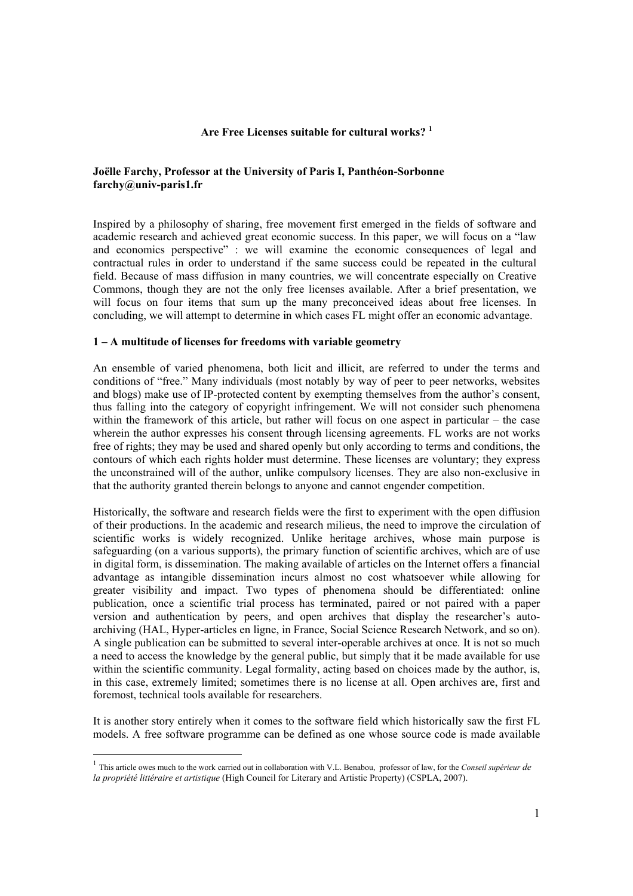# Are Free Licenses suitable for cultural works? [1]

**Joëlle Farchy, Professor at the University of Paris I, Panthéon-Sorbonne**
**farchy@univ-paris1.fr**

Inspired by a philosophy of sharing, free movement first emerged in the fields of software and academic research and achieved great economic success. In this paper, we will focus on a "law and economics perspective" : we will examine the economic consequences of legal and contractual rules in order to understand if the same success could be repeated in the cultural field. Because of mass diffusion in many countries, we will concentrate especially on Creative Commons, though they are not the only free licenses available. After a brief presentation, we will focus on four items that sum up the many preconceived ideas about free licenses. In concluding, we will attempt to determine in which cases FL might offer an economic advantage.

## 1 – A multitude of licenses for freedoms with variable geometry

An ensemble of varied phenomena, both licit and illicit, are referred to under the terms and conditions of "free." Many individuals (most notably by way of peer to peer networks, websites and blogs) make use of IP-protected content by exempting themselves from the author's consent, thus falling into the category of copyright infringement. We will not consider such phenomena within the framework of this article, but rather will focus on one aspect in particular – the case wherein the author expresses his consent through licensing agreements. FL works are not works free of rights; they may be used and shared openly but only according to terms and conditions, the contours of which each rights holder must determine. These licenses are voluntary; they express the unconstrained will of the author, unlike compulsory licenses. They are also non-exclusive in that the authority granted therein belongs to anyone and cannot engender competition.

Historically, the software and research fields were the first to experiment with the open diffusion of their productions. In the academic and research milieus, the need to improve the circulation of scientific works is widely recognized. Unlike heritage archives, whose main purpose is safeguarding (on a various supports), the primary function of scientific archives, which are of use in digital form, is dissemination. The making available of articles on the Internet offers a financial advantage as intangible dissemination incurs almost no cost whatsoever while allowing for greater visibility and impact. Two types of phenomena should be differentiated: online publication, once a scientific trial process has terminated, paired or not paired with a paper version and authentication by peers, and open archives that display the researcher's auto-archiving (HAL, Hyper-articles en ligne, in France, Social Science Research Network, and so on). A single publication can be submitted to several inter-operable archives at once. It is not so much a need to access the knowledge by the general public, but simply that it be made available for use within the scientific community. Legal formality, acting based on choices made by the author, is, in this case, extremely limited; sometimes there is no license at all. Open archives are, first and foremost, technical tools available for researchers.

It is another story entirely when it comes to the software field which historically saw the first FL models. A free software programme can be defined as one whose source code is made available

[1] This article owes much to the work carried out in collaboration with V.L. Benabou, professor of law, for the *Conseil supérieur de la propriété littéraire et artistique* (High Council for Literary and Artistic Property) (CSPLA, 2007).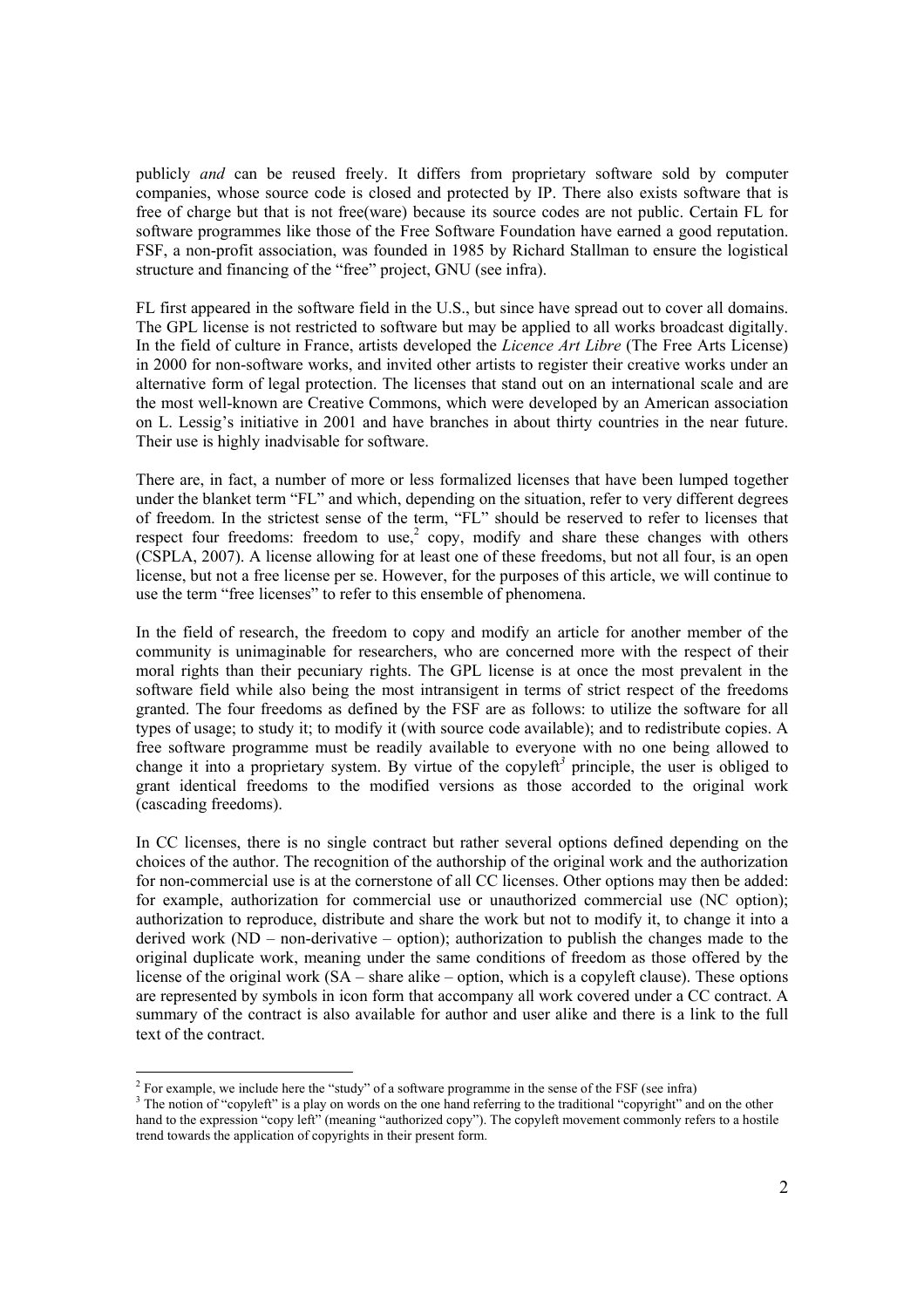publicly *and* can be reused freely. It differs from proprietary software sold by computer companies, whose source code is closed and protected by IP. There also exists software that is free of charge but that is not free(ware) because its source codes are not public. Certain FL for software programmes like those of the Free Software Foundation have earned a good reputation. FSF, a non-profit association, was founded in 1985 by Richard Stallman to ensure the logistical structure and financing of the "free" project, GNU (see infra).

FL first appeared in the software field in the U.S., but since have spread out to cover all domains. The GPL license is not restricted to software but may be applied to all works broadcast digitally. In the field of culture in France, artists developed the *Licence Art Libre* (The Free Arts License) in 2000 for non-software works, and invited other artists to register their creative works under an alternative form of legal protection. The licenses that stand out on an international scale and are the most well-known are Creative Commons, which were developed by an American association on L. Lessig's initiative in 2001 and have branches in about thirty countries in the near future. Their use is highly inadvisable for software.

There are, in fact, a number of more or less formalized licenses that have been lumped together under the blanket term "FL" and which, depending on the situation, refer to very different degrees of freedom. In the strictest sense of the term, "FL" should be reserved to refer to licenses that respect four freedoms: freedom to use,[2] copy, modify and share these changes with others (CSPLA, 2007). A license allowing for at least one of these freedoms, but not all four, is an open license, but not a free license per se. However, for the purposes of this article, we will continue to use the term "free licenses" to refer to this ensemble of phenomena.

In the field of research, the freedom to copy and modify an article for another member of the community is unimaginable for researchers, who are concerned more with the respect of their moral rights than their pecuniary rights. The GPL license is at once the most prevalent in the software field while also being the most intransigent in terms of strict respect of the freedoms granted. The four freedoms as defined by the FSF are as follows: to utilize the software for all types of usage; to study it; to modify it (with source code available); and to redistribute copies. A free software programme must be readily available to everyone with no one being allowed to change it into a proprietary system. By virtue of the copyleft[3] principle, the user is obliged to grant identical freedoms to the modified versions as those accorded to the original work (cascading freedoms).

In CC licenses, there is no single contract but rather several options defined depending on the choices of the author. The recognition of the authorship of the original work and the authorization for non-commercial use is at the cornerstone of all CC licenses. Other options may then be added: for example, authorization for commercial use or unauthorized commercial use (NC option); authorization to reproduce, distribute and share the work but not to modify it, to change it into a derived work (ND – non-derivative – option); authorization to publish the changes made to the original duplicate work, meaning under the same conditions of freedom as those offered by the license of the original work (SA – share alike – option, which is a copyleft clause). These options are represented by symbols in icon form that accompany all work covered under a CC contract. A summary of the contract is also available for author and user alike and there is a link to the full text of the contract.

---

[2] For example, we include here the "study" of a software programme in the sense of the FSF (see infra)

[3] The notion of "copyleft" is a play on words on the one hand referring to the traditional "copyright" and on the other hand to the expression "copy left" (meaning "authorized copy"). The copyleft movement commonly refers to a hostile trend towards the application of copyrights in their present form.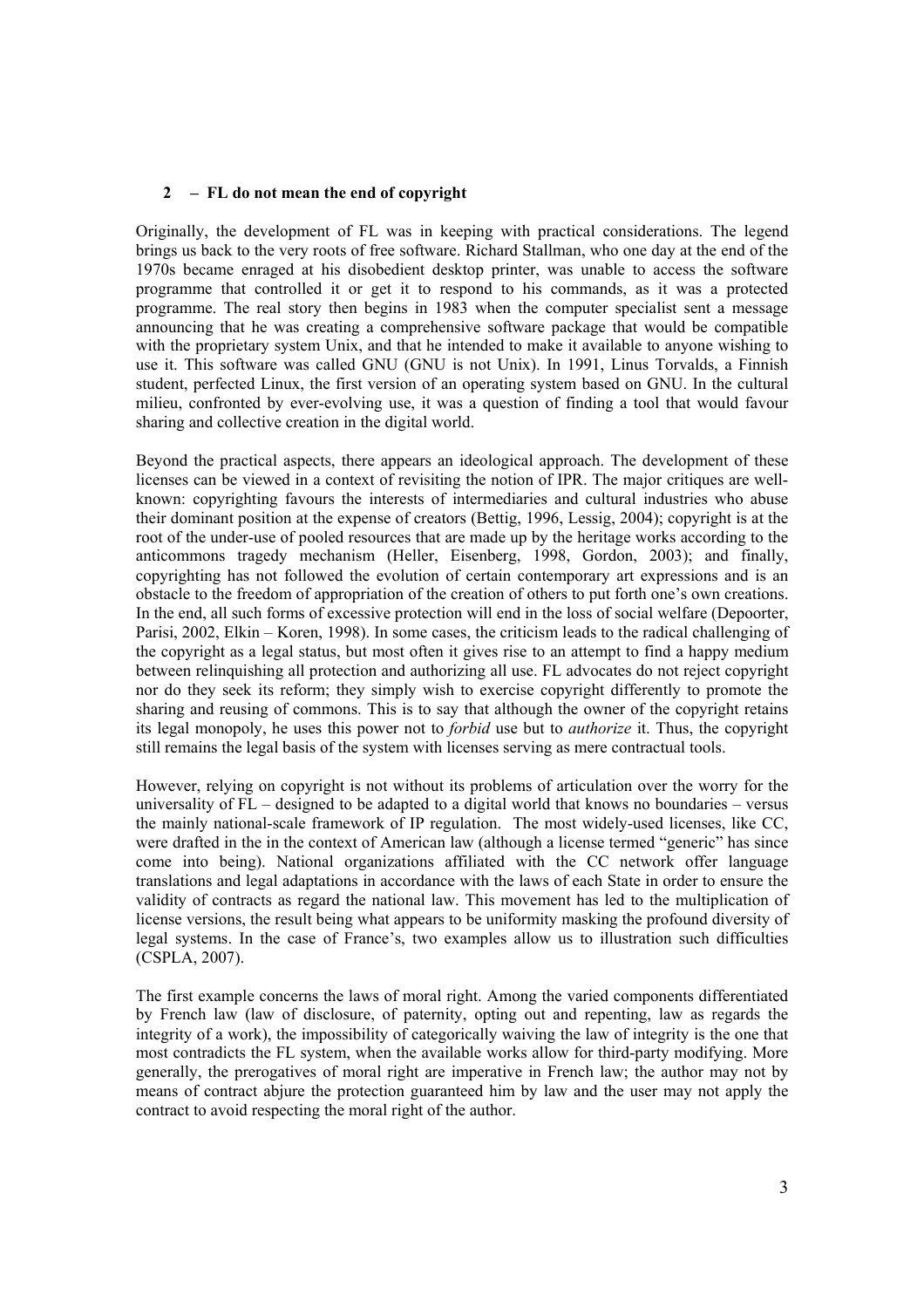## 2 – FL do not mean the end of copyright

Originally, the development of FL was in keeping with practical considerations. The legend brings us back to the very roots of free software. Richard Stallman, who one day at the end of the 1970s became enraged at his disobedient desktop printer, was unable to access the software programme that controlled it or get it to respond to his commands, as it was a protected programme. The real story then begins in 1983 when the computer specialist sent a message announcing that he was creating a comprehensive software package that would be compatible with the proprietary system Unix, and that he intended to make it available to anyone wishing to use it. This software was called GNU (GNU is not Unix). In 1991, Linus Torvalds, a Finnish student, perfected Linux, the first version of an operating system based on GNU. In the cultural milieu, confronted by ever-evolving use, it was a question of finding a tool that would favour sharing and collective creation in the digital world.

Beyond the practical aspects, there appears an ideological approach. The development of these licenses can be viewed in a context of revisiting the notion of IPR. The major critiques are well-known: copyrighting favours the interests of intermediaries and cultural industries who abuse their dominant position at the expense of creators (Bettig, 1996, Lessig, 2004); copyright is at the root of the under-use of pooled resources that are made up by the heritage works according to the anticommons tragedy mechanism (Heller, Eisenberg, 1998, Gordon, 2003); and finally, copyrighting has not followed the evolution of certain contemporary art expressions and is an obstacle to the freedom of appropriation of the creation of others to put forth one's own creations. In the end, all such forms of excessive protection will end in the loss of social welfare (Depoorter, Parisi, 2002, Elkin – Koren, 1998). In some cases, the criticism leads to the radical challenging of the copyright as a legal status, but most often it gives rise to an attempt to find a happy medium between relinquishing all protection and authorizing all use. FL advocates do not reject copyright nor do they seek its reform; they simply wish to exercise copyright differently to promote the sharing and reusing of commons. This is to say that although the owner of the copyright retains its legal monopoly, he uses this power not to *forbid* use but to *authorize* it. Thus, the copyright still remains the legal basis of the system with licenses serving as mere contractual tools.

However, relying on copyright is not without its problems of articulation over the worry for the universality of FL – designed to be adapted to a digital world that knows no boundaries – versus the mainly national-scale framework of IP regulation. The most widely-used licenses, like CC, were drafted in the in the context of American law (although a license termed "generic" has since come into being). National organizations affiliated with the CC network offer language translations and legal adaptations in accordance with the laws of each State in order to ensure the validity of contracts as regard the national law. This movement has led to the multiplication of license versions, the result being what appears to be uniformity masking the profound diversity of legal systems. In the case of France's, two examples allow us to illustration such difficulties (CSPLA, 2007).

The first example concerns the laws of moral right. Among the varied components differentiated by French law (law of disclosure, of paternity, opting out and repenting, law as regards the integrity of a work), the impossibility of categorically waiving the law of integrity is the one that most contradicts the FL system, when the available works allow for third-party modifying. More generally, the prerogatives of moral right are imperative in French law; the author may not by means of contract abjure the protection guaranteed him by law and the user may not apply the contract to avoid respecting the moral right of the author.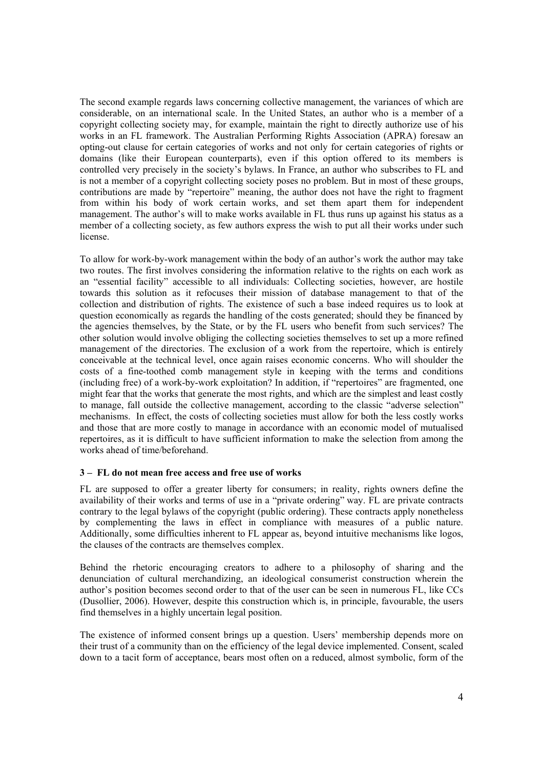The second example regards laws concerning collective management, the variances of which are considerable, on an international scale. In the United States, an author who is a member of a copyright collecting society may, for example, maintain the right to directly authorize use of his works in an FL framework. The Australian Performing Rights Association (APRA) foresaw an opting-out clause for certain categories of works and not only for certain categories of rights or domains (like their European counterparts), even if this option offered to its members is controlled very precisely in the society's bylaws. In France, an author who subscribes to FL and is not a member of a copyright collecting society poses no problem. But in most of these groups, contributions are made by "repertoire" meaning, the author does not have the right to fragment from within his body of work certain works, and set them apart them for independent management. The author's will to make works available in FL thus runs up against his status as a member of a collecting society, as few authors express the wish to put all their works under such license.

To allow for work-by-work management within the body of an author's work the author may take two routes. The first involves considering the information relative to the rights on each work as an "essential facility" accessible to all individuals: Collecting societies, however, are hostile towards this solution as it refocuses their mission of database management to that of the collection and distribution of rights. The existence of such a base indeed requires us to look at question economically as regards the handling of the costs generated; should they be financed by the agencies themselves, by the State, or by the FL users who benefit from such services? The other solution would involve obliging the collecting societies themselves to set up a more refined management of the directories. The exclusion of a work from the repertoire, which is entirely conceivable at the technical level, once again raises economic concerns. Who will shoulder the costs of a fine-toothed comb management style in keeping with the terms and conditions (including free) of a work-by-work exploitation? In addition, if "repertoires" are fragmented, one might fear that the works that generate the most rights, and which are the simplest and least costly to manage, fall outside the collective management, according to the classic "adverse selection" mechanisms. In effect, the costs of collecting societies must allow for both the less costly works and those that are more costly to manage in accordance with an economic model of mutualised repertoires, as it is difficult to have sufficient information to make the selection from among the works ahead of time/beforehand.

### 3 – FL do not mean free access and free use of works

FL are supposed to offer a greater liberty for consumers; in reality, rights owners define the availability of their works and terms of use in a "private ordering" way. FL are private contracts contrary to the legal bylaws of the copyright (public ordering). These contracts apply nonetheless by complementing the laws in effect in compliance with measures of a public nature. Additionally, some difficulties inherent to FL appear as, beyond intuitive mechanisms like logos, the clauses of the contracts are themselves complex.

Behind the rhetoric encouraging creators to adhere to a philosophy of sharing and the denunciation of cultural merchandizing, an ideological consumerist construction wherein the author's position becomes second order to that of the user can be seen in numerous FL, like CCs (Dusollier, 2006). However, despite this construction which is, in principle, favourable, the users find themselves in a highly uncertain legal position.

The existence of informed consent brings up a question. Users' membership depends more on their trust of a community than on the efficiency of the legal device implemented. Consent, scaled down to a tacit form of acceptance, bears most often on a reduced, almost symbolic, form of the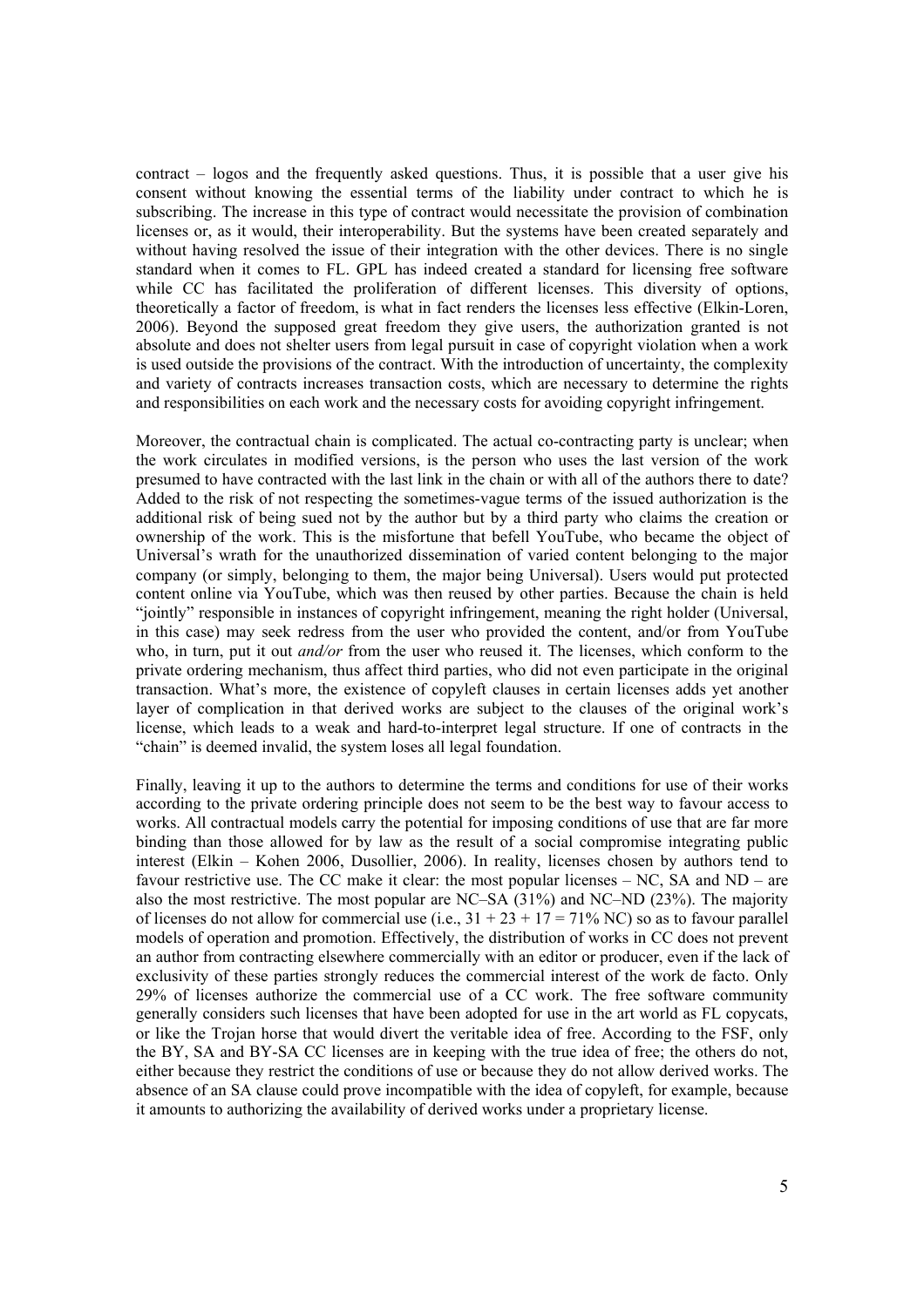contract – logos and the frequently asked questions. Thus, it is possible that a user give his consent without knowing the essential terms of the liability under contract to which he is subscribing. The increase in this type of contract would necessitate the provision of combination licenses or, as it would, their interoperability. But the systems have been created separately and without having resolved the issue of their integration with the other devices. There is no single standard when it comes to FL. GPL has indeed created a standard for licensing free software while CC has facilitated the proliferation of different licenses. This diversity of options, theoretically a factor of freedom, is what in fact renders the licenses less effective (Elkin-Loren, 2006). Beyond the supposed great freedom they give users, the authorization granted is not absolute and does not shelter users from legal pursuit in case of copyright violation when a work is used outside the provisions of the contract. With the introduction of uncertainty, the complexity and variety of contracts increases transaction costs, which are necessary to determine the rights and responsibilities on each work and the necessary costs for avoiding copyright infringement.

Moreover, the contractual chain is complicated. The actual co-contracting party is unclear; when the work circulates in modified versions, is the person who uses the last version of the work presumed to have contracted with the last link in the chain or with all of the authors there to date? Added to the risk of not respecting the sometimes-vague terms of the issued authorization is the additional risk of being sued not by the author but by a third party who claims the creation or ownership of the work. This is the misfortune that befell YouTube, who became the object of Universal's wrath for the unauthorized dissemination of varied content belonging to the major company (or simply, belonging to them, the major being Universal). Users would put protected content online via YouTube, which was then reused by other parties. Because the chain is held "jointly" responsible in instances of copyright infringement, meaning the right holder (Universal, in this case) may seek redress from the user who provided the content, and/or from YouTube who, in turn, put it out *and/or* from the user who reused it. The licenses, which conform to the private ordering mechanism, thus affect third parties, who did not even participate in the original transaction. What's more, the existence of copyleft clauses in certain licenses adds yet another layer of complication in that derived works are subject to the clauses of the original work's license, which leads to a weak and hard-to-interpret legal structure. If one of contracts in the "chain" is deemed invalid, the system loses all legal foundation.

Finally, leaving it up to the authors to determine the terms and conditions for use of their works according to the private ordering principle does not seem to be the best way to favour access to works. All contractual models carry the potential for imposing conditions of use that are far more binding than those allowed for by law as the result of a social compromise integrating public interest (Elkin – Kohen 2006, Dusollier, 2006). In reality, licenses chosen by authors tend to favour restrictive use. The CC make it clear: the most popular licenses – NC, SA and ND – are also the most restrictive. The most popular are NC–SA (31%) and NC–ND (23%). The majority of licenses do not allow for commercial use (i.e., 31 + 23 + 17 = 71% NC) so as to favour parallel models of operation and promotion. Effectively, the distribution of works in CC does not prevent an author from contracting elsewhere commercially with an editor or producer, even if the lack of exclusivity of these parties strongly reduces the commercial interest of the work de facto. Only 29% of licenses authorize the commercial use of a CC work. The free software community generally considers such licenses that have been adopted for use in the art world as FL copycats, or like the Trojan horse that would divert the veritable idea of free. According to the FSF, only the BY, SA and BY-SA CC licenses are in keeping with the true idea of free; the others do not, either because they restrict the conditions of use or because they do not allow derived works. The absence of an SA clause could prove incompatible with the idea of copyleft, for example, because it amounts to authorizing the availability of derived works under a proprietary license.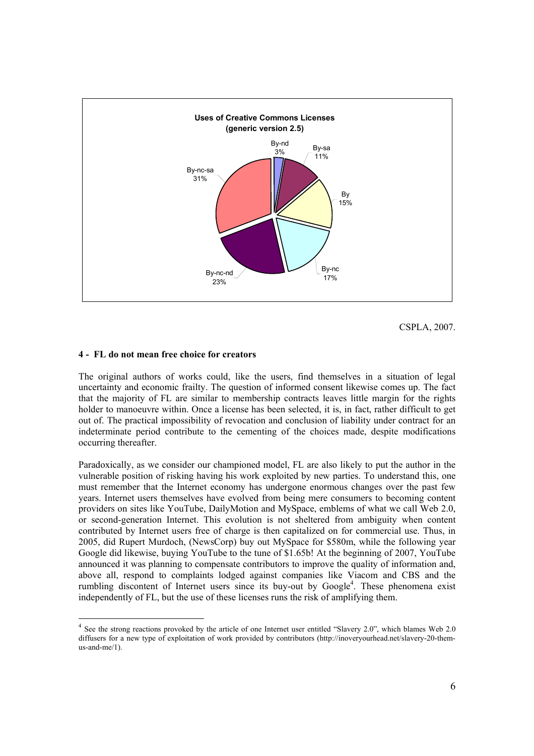**Uses of Creative Commons Licenses (generic version 2.5)**

| License | Share |
| --- | --- |
| By-nd | 3% |
| By-sa | 11% |
| By | 15% |
| By-nc | 17% |
| By-nc-nd | 23% |
| By-nc-sa | 31% |

CSPLA, 2007.

### 4 - FL do not mean free choice for creators

The original authors of works could, like the users, find themselves in a situation of legal uncertainty and economic frailty. The question of informed consent likewise comes up. The fact that the majority of FL are similar to membership contracts leaves little margin for the rights holder to manoeuvre within. Once a license has been selected, it is, in fact, rather difficult to get out of. The practical impossibility of revocation and conclusion of liability under contract for an indeterminate period contribute to the cementing of the choices made, despite modifications occurring thereafter.

Paradoxically, as we consider our championed model, FL are also likely to put the author in the vulnerable position of risking having his work exploited by new parties. To understand this, one must remember that the Internet economy has undergone enormous changes over the past few years. Internet users themselves have evolved from being mere consumers to becoming content providers on sites like YouTube, DailyMotion and MySpace, emblems of what we call Web 2.0, or second-generation Internet. This evolution is not sheltered from ambiguity when content contributed by Internet users free of charge is then capitalized on for commercial use. Thus, in 2005, did Rupert Murdoch, (NewsCorp) buy out MySpace for $580m, while the following year Google did likewise, buying YouTube to the tune of $1.65b! At the beginning of 2007, YouTube announced it was planning to compensate contributors to improve the quality of information and, above all, respond to complaints lodged against companies like Viacom and CBS and the rumbling discontent of Internet users since its buy-out by Google[4]. These phenomena exist independently of FL, but the use of these licenses runs the risk of amplifying them.

[4] See the strong reactions provoked by the article of one Internet user entitled "Slavery 2.0", which blames Web 2.0 diffusers for a new type of exploitation of work provided by contributors (http://inoveryourhead.net/slavery-20-them-us-and-me/1).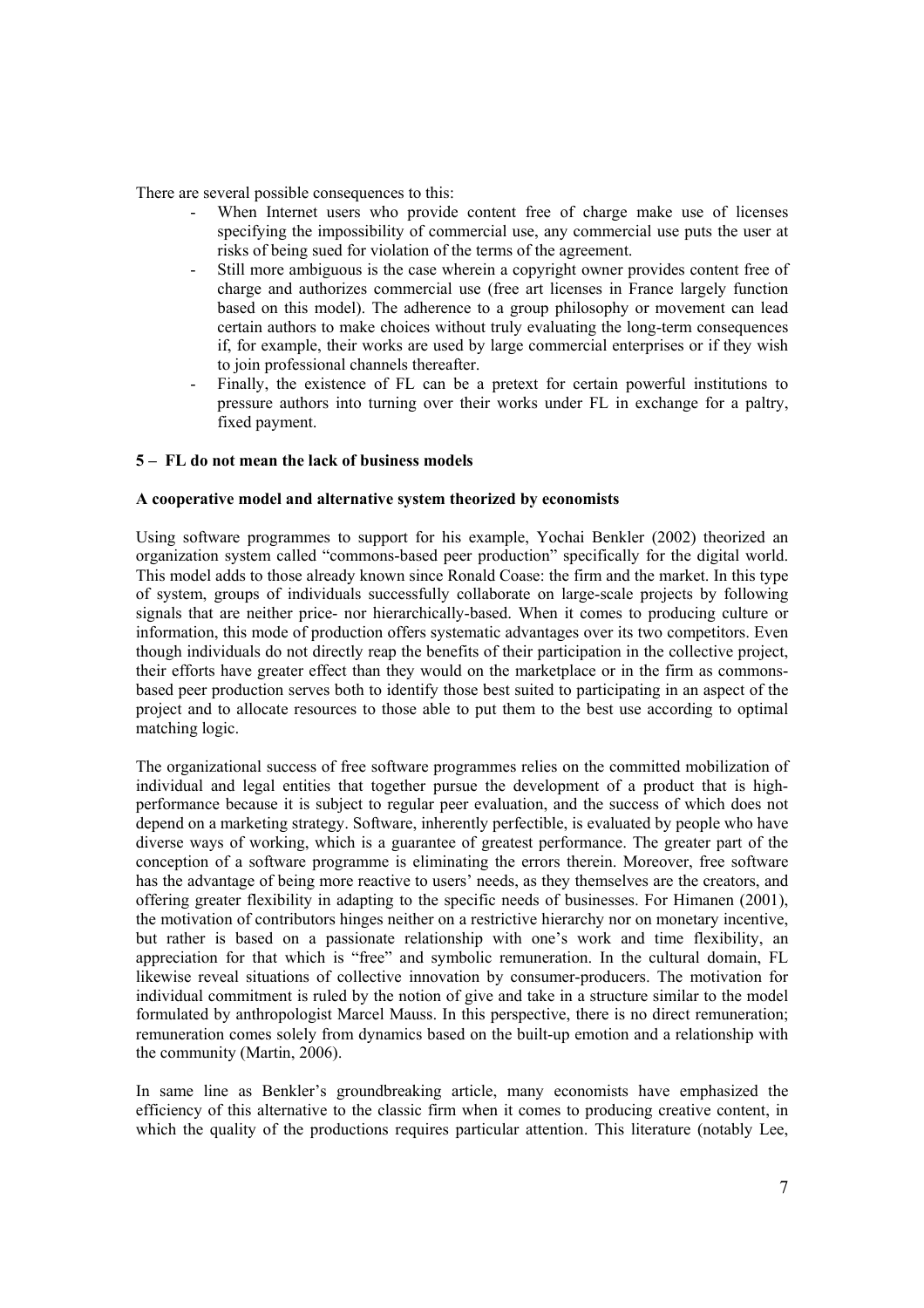There are several possible consequences to this:

- When Internet users who provide content free of charge make use of licenses specifying the impossibility of commercial use, any commercial use puts the user at risks of being sued for violation of the terms of the agreement.
- Still more ambiguous is the case wherein a copyright owner provides content free of charge and authorizes commercial use (free art licenses in France largely function based on this model). The adherence to a group philosophy or movement can lead certain authors to make choices without truly evaluating the long-term consequences if, for example, their works are used by large commercial enterprises or if they wish to join professional channels thereafter.
- Finally, the existence of FL can be a pretext for certain powerful institutions to pressure authors into turning over their works under FL in exchange for a paltry, fixed payment.

## 5 – FL do not mean the lack of business models

### A cooperative model and alternative system theorized by economists

Using software programmes to support for his example, Yochai Benkler (2002) theorized an organization system called "commons-based peer production" specifically for the digital world. This model adds to those already known since Ronald Coase: the firm and the market. In this type of system, groups of individuals successfully collaborate on large-scale projects by following signals that are neither price- nor hierarchically-based. When it comes to producing culture or information, this mode of production offers systematic advantages over its two competitors. Even though individuals do not directly reap the benefits of their participation in the collective project, their efforts have greater effect than they would on the marketplace or in the firm as commons-based peer production serves both to identify those best suited to participating in an aspect of the project and to allocate resources to those able to put them to the best use according to optimal matching logic.

The organizational success of free software programmes relies on the committed mobilization of individual and legal entities that together pursue the development of a product that is high-performance because it is subject to regular peer evaluation, and the success of which does not depend on a marketing strategy. Software, inherently perfectible, is evaluated by people who have diverse ways of working, which is a guarantee of greatest performance. The greater part of the conception of a software programme is eliminating the errors therein. Moreover, free software has the advantage of being more reactive to users' needs, as they themselves are the creators, and offering greater flexibility in adapting to the specific needs of businesses. For Himanen (2001), the motivation of contributors hinges neither on a restrictive hierarchy nor on monetary incentive, but rather is based on a passionate relationship with one's work and time flexibility, an appreciation for that which is "free" and symbolic remuneration. In the cultural domain, FL likewise reveal situations of collective innovation by consumer-producers. The motivation for individual commitment is ruled by the notion of give and take in a structure similar to the model formulated by anthropologist Marcel Mauss. In this perspective, there is no direct remuneration; remuneration comes solely from dynamics based on the built-up emotion and a relationship with the community (Martin, 2006).

In same line as Benkler's groundbreaking article, many economists have emphasized the efficiency of this alternative to the classic firm when it comes to producing creative content, in which the quality of the productions requires particular attention. This literature (notably Lee,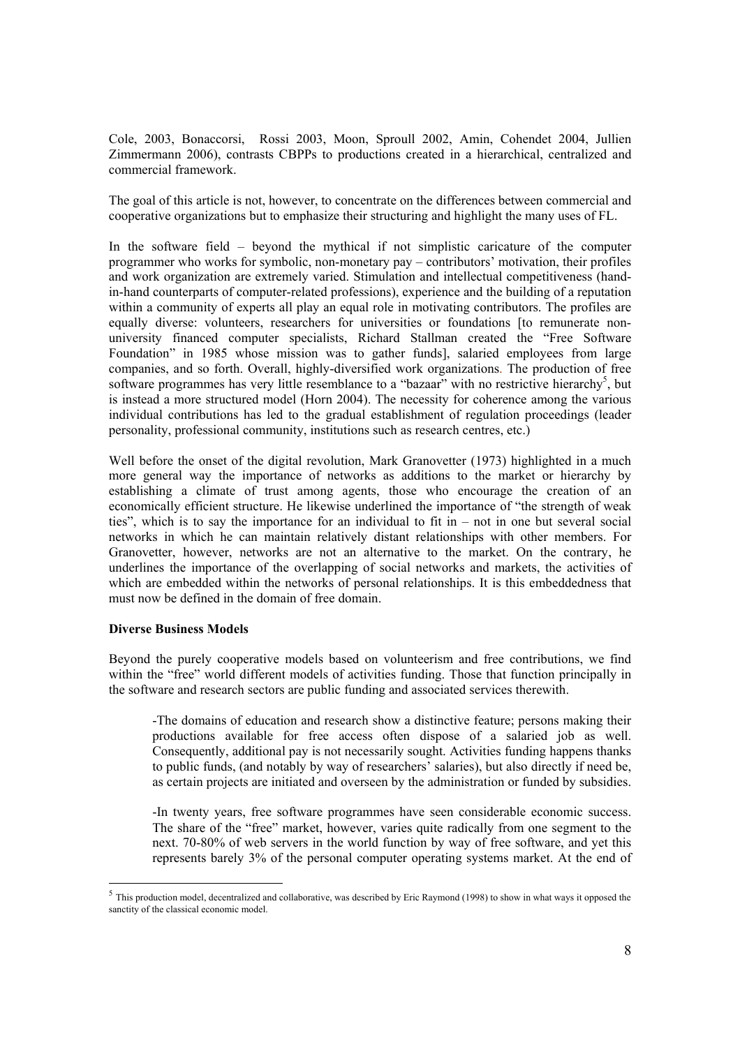Cole, 2003, Bonaccorsi, Rossi 2003, Moon, Sproull 2002, Amin, Cohendet 2004, Jullien Zimmermann 2006), contrasts CBPPs to productions created in a hierarchical, centralized and commercial framework.

The goal of this article is not, however, to concentrate on the differences between commercial and cooperative organizations but to emphasize their structuring and highlight the many uses of FL.

In the software field – beyond the mythical if not simplistic caricature of the computer programmer who works for symbolic, non-monetary pay – contributors' motivation, their profiles and work organization are extremely varied. Stimulation and intellectual competitiveness (hand-in-hand counterparts of computer-related professions), experience and the building of a reputation within a community of experts all play an equal role in motivating contributors. The profiles are equally diverse: volunteers, researchers for universities or foundations [to remunerate non-university financed computer specialists, Richard Stallman created the "Free Software Foundation" in 1985 whose mission was to gather funds], salaried employees from large companies, and so forth. Overall, highly-diversified work organizations. The production of free software programmes has very little resemblance to a "bazaar" with no restrictive hierarchy[5], but is instead a more structured model (Horn 2004). The necessity for coherence among the various individual contributions has led to the gradual establishment of regulation proceedings (leader personality, professional community, institutions such as research centres, etc.)

Well before the onset of the digital revolution, Mark Granovetter (1973) highlighted in a much more general way the importance of networks as additions to the market or hierarchy by establishing a climate of trust among agents, those who encourage the creation of an economically efficient structure. He likewise underlined the importance of "the strength of weak ties", which is to say the importance for an individual to fit in – not in one but several social networks in which he can maintain relatively distant relationships with other members. For Granovetter, however, networks are not an alternative to the market. On the contrary, he underlines the importance of the overlapping of social networks and markets, the activities of which are embedded within the networks of personal relationships. It is this embeddedness that must now be defined in the domain of free domain.

**Diverse Business Models**

Beyond the purely cooperative models based on volunteerism and free contributions, we find within the "free" world different models of activities funding. Those that function principally in the software and research sectors are public funding and associated services therewith.

> -The domains of education and research show a distinctive feature; persons making their productions available for free access often dispose of a salaried job as well. Consequently, additional pay is not necessarily sought. Activities funding happens thanks to public funds, (and notably by way of researchers' salaries), but also directly if need be, as certain projects are initiated and overseen by the administration or funded by subsidies.
>
> -In twenty years, free software programmes have seen considerable economic success. The share of the "free" market, however, varies quite radically from one segment to the next. 70-80% of web servers in the world function by way of free software, and yet this represents barely 3% of the personal computer operating systems market. At the end of

[5] This production model, decentralized and collaborative, was described by Eric Raymond (1998) to show in what ways it opposed the sanctity of the classical economic model.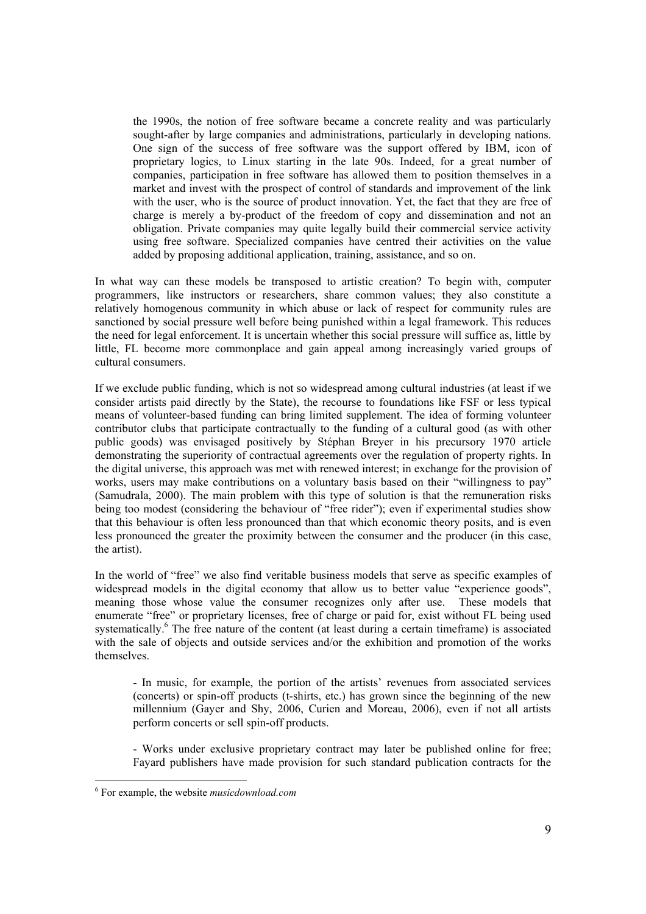the 1990s, the notion of free software became a concrete reality and was particularly sought-after by large companies and administrations, particularly in developing nations. One sign of the success of free software was the support offered by IBM, icon of proprietary logics, to Linux starting in the late 90s. Indeed, for a great number of companies, participation in free software has allowed them to position themselves in a market and invest with the prospect of control of standards and improvement of the link with the user, who is the source of product innovation. Yet, the fact that they are free of charge is merely a by-product of the freedom of copy and dissemination and not an obligation. Private companies may quite legally build their commercial service activity using free software. Specialized companies have centred their activities on the value added by proposing additional application, training, assistance, and so on.

In what way can these models be transposed to artistic creation? To begin with, computer programmers, like instructors or researchers, share common values; they also constitute a relatively homogenous community in which abuse or lack of respect for community rules are sanctioned by social pressure well before being punished within a legal framework. This reduces the need for legal enforcement. It is uncertain whether this social pressure will suffice as, little by little, FL become more commonplace and gain appeal among increasingly varied groups of cultural consumers.

If we exclude public funding, which is not so widespread among cultural industries (at least if we consider artists paid directly by the State), the recourse to foundations like FSF or less typical means of volunteer-based funding can bring limited supplement. The idea of forming volunteer contributor clubs that participate contractually to the funding of a cultural good (as with other public goods) was envisaged positively by Stéphan Breyer in his precursory 1970 article demonstrating the superiority of contractual agreements over the regulation of property rights. In the digital universe, this approach was met with renewed interest; in exchange for the provision of works, users may make contributions on a voluntary basis based on their "willingness to pay" (Samudrala, 2000). The main problem with this type of solution is that the remuneration risks being too modest (considering the behaviour of "free rider"); even if experimental studies show that this behaviour is often less pronounced than that which economic theory posits, and is even less pronounced the greater the proximity between the consumer and the producer (in this case, the artist).

In the world of "free" we also find veritable business models that serve as specific examples of widespread models in the digital economy that allow us to better value "experience goods", meaning those whose value the consumer recognizes only after use. These models that enumerate "free" or proprietary licenses, free of charge or paid for, exist without FL being used systematically.[6] The free nature of the content (at least during a certain timeframe) is associated with the sale of objects and outside services and/or the exhibition and promotion of the works themselves.

- In music, for example, the portion of the artists' revenues from associated services (concerts) or spin-off products (t-shirts, etc.) has grown since the beginning of the new millennium (Gayer and Shy, 2006, Curien and Moreau, 2006), even if not all artists perform concerts or sell spin-off products.

- Works under exclusive proprietary contract may later be published online for free; Fayard publishers have made provision for such standard publication contracts for the

[6] For example, the website *musicdownload.com*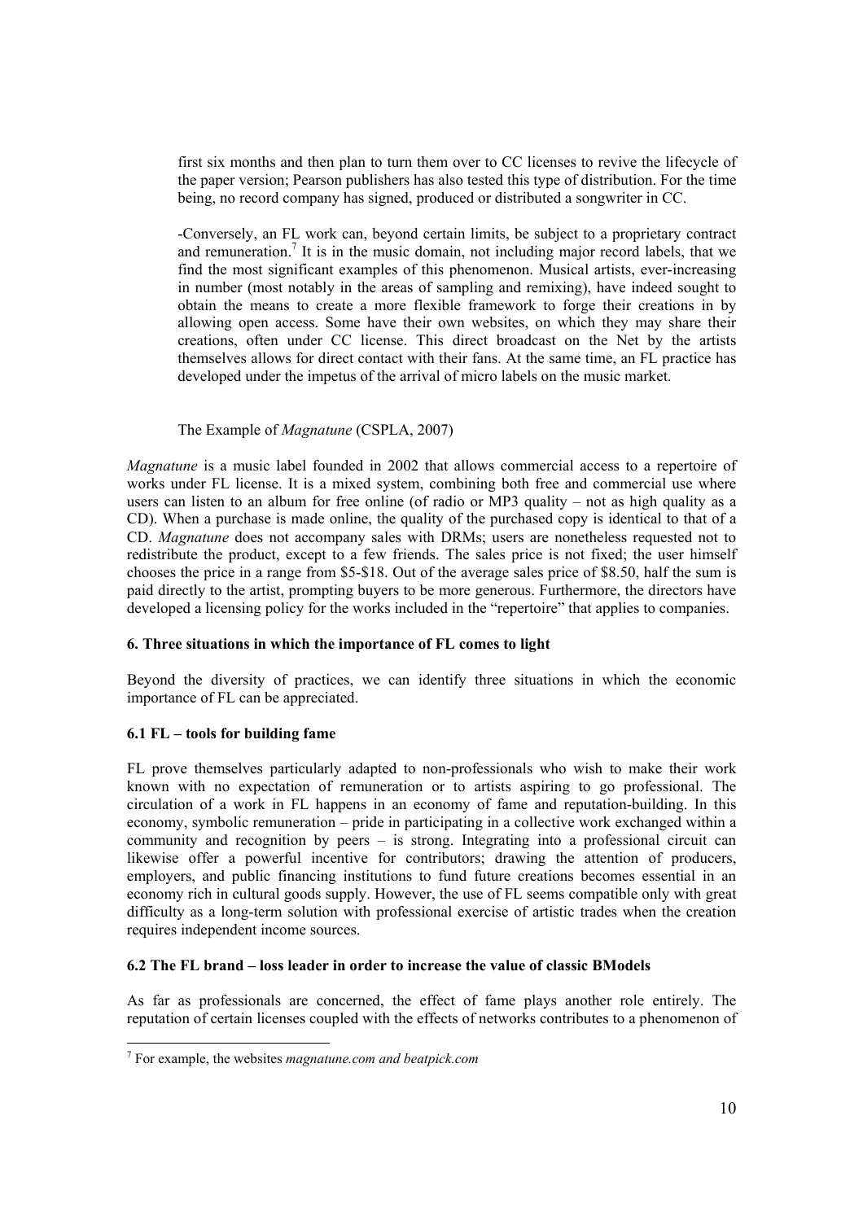first six months and then plan to turn them over to CC licenses to revive the lifecycle of the paper version; Pearson publishers has also tested this type of distribution. For the time being, no record company has signed, produced or distributed a songwriter in CC.

-Conversely, an FL work can, beyond certain limits, be subject to a proprietary contract and remuneration.[7] It is in the music domain, not including major record labels, that we find the most significant examples of this phenomenon. Musical artists, ever-increasing in number (most notably in the areas of sampling and remixing), have indeed sought to obtain the means to create a more flexible framework to forge their creations in by allowing open access. Some have their own websites, on which they may share their creations, often under CC license. This direct broadcast on the Net by the artists themselves allows for direct contact with their fans. At the same time, an FL practice has developed under the impetus of the arrival of micro labels on the music market.

The Example of *Magnatune* (CSPLA, 2007)

*Magnatune* is a music label founded in 2002 that allows commercial access to a repertoire of works under FL license. It is a mixed system, combining both free and commercial use where users can listen to an album for free online (of radio or MP3 quality – not as high quality as a CD). When a purchase is made online, the quality of the purchased copy is identical to that of a CD. *Magnatune* does not accompany sales with DRMs; users are nonetheless requested not to redistribute the product, except to a few friends. The sales price is not fixed; the user himself chooses the price in a range from $5-$18. Out of the average sales price of $8.50, half the sum is paid directly to the artist, prompting buyers to be more generous. Furthermore, the directors have developed a licensing policy for the works included in the "repertoire" that applies to companies.

## 6. Three situations in which the importance of FL comes to light

Beyond the diversity of practices, we can identify three situations in which the economic importance of FL can be appreciated.

### 6.1 FL – tools for building fame

FL prove themselves particularly adapted to non-professionals who wish to make their work known with no expectation of remuneration or to artists aspiring to go professional. The circulation of a work in FL happens in an economy of fame and reputation-building. In this economy, symbolic remuneration – pride in participating in a collective work exchanged within a community and recognition by peers – is strong. Integrating into a professional circuit can likewise offer a powerful incentive for contributors; drawing the attention of producers, employers, and public financing institutions to fund future creations becomes essential in an economy rich in cultural goods supply. However, the use of FL seems compatible only with great difficulty as a long-term solution with professional exercise of artistic trades when the creation requires independent income sources.

### 6.2 The FL brand – loss leader in order to increase the value of classic BModels

As far as professionals are concerned, the effect of fame plays another role entirely. The reputation of certain licenses coupled with the effects of networks contributes to a phenomenon of

---

[7] For example, the websites *magnatune.com and beatpick.com*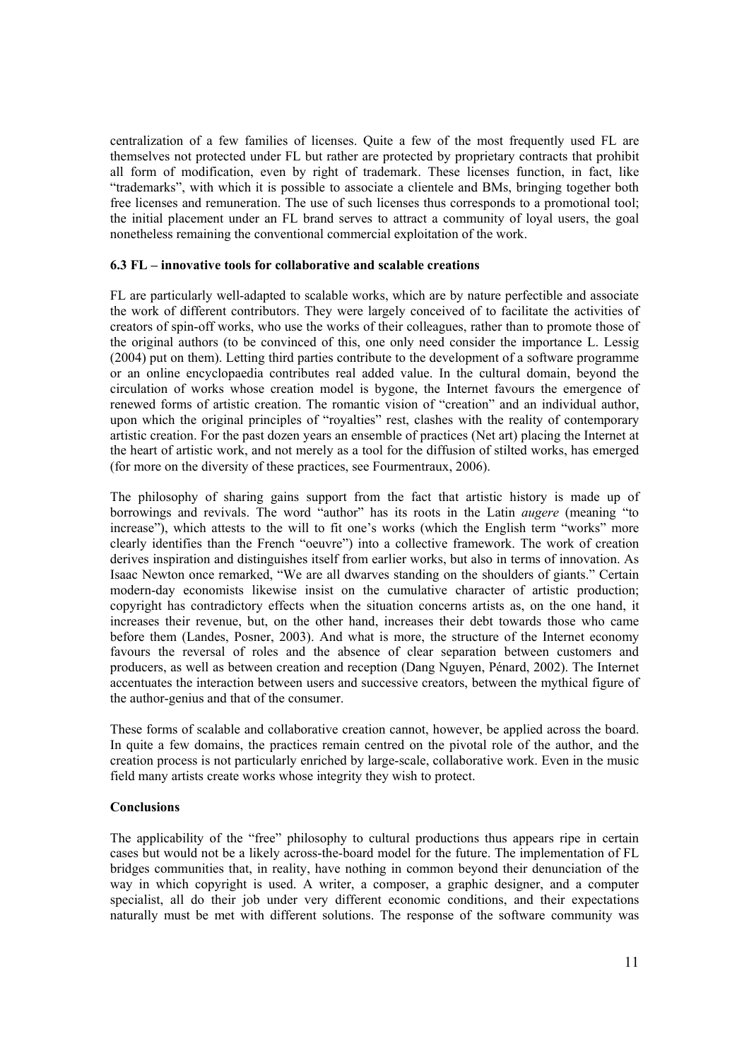centralization of a few families of licenses. Quite a few of the most frequently used FL are themselves not protected under FL but rather are protected by proprietary contracts that prohibit all form of modification, even by right of trademark. These licenses function, in fact, like "trademarks", with which it is possible to associate a clientele and BMs, bringing together both free licenses and remuneration. The use of such licenses thus corresponds to a promotional tool; the initial placement under an FL brand serves to attract a community of loyal users, the goal nonetheless remaining the conventional commercial exploitation of the work.

### 6.3 FL – innovative tools for collaborative and scalable creations

FL are particularly well-adapted to scalable works, which are by nature perfectible and associate the work of different contributors. They were largely conceived of to facilitate the activities of creators of spin-off works, who use the works of their colleagues, rather than to promote those of the original authors (to be convinced of this, one only need consider the importance L. Lessig (2004) put on them). Letting third parties contribute to the development of a software programme or an online encyclopaedia contributes real added value. In the cultural domain, beyond the circulation of works whose creation model is bygone, the Internet favours the emergence of renewed forms of artistic creation. The romantic vision of "creation" and an individual author, upon which the original principles of "royalties" rest, clashes with the reality of contemporary artistic creation. For the past dozen years an ensemble of practices (Net art) placing the Internet at the heart of artistic work, and not merely as a tool for the diffusion of stilted works, has emerged (for more on the diversity of these practices, see Fourmentraux, 2006).

The philosophy of sharing gains support from the fact that artistic history is made up of borrowings and revivals. The word "author" has its roots in the Latin *augere* (meaning "to increase"), which attests to the will to fit one's works (which the English term "works" more clearly identifies than the French "oeuvre") into a collective framework. The work of creation derives inspiration and distinguishes itself from earlier works, but also in terms of innovation. As Isaac Newton once remarked, "We are all dwarves standing on the shoulders of giants." Certain modern-day economists likewise insist on the cumulative character of artistic production; copyright has contradictory effects when the situation concerns artists as, on the one hand, it increases their revenue, but, on the other hand, increases their debt towards those who came before them (Landes, Posner, 2003). And what is more, the structure of the Internet economy favours the reversal of roles and the absence of clear separation between customers and producers, as well as between creation and reception (Dang Nguyen, Pénard, 2002). The Internet accentuates the interaction between users and successive creators, between the mythical figure of the author-genius and that of the consumer.

These forms of scalable and collaborative creation cannot, however, be applied across the board. In quite a few domains, the practices remain centred on the pivotal role of the author, and the creation process is not particularly enriched by large-scale, collaborative work. Even in the music field many artists create works whose integrity they wish to protect.

## Conclusions

The applicability of the "free" philosophy to cultural productions thus appears ripe in certain cases but would not be a likely across-the-board model for the future. The implementation of FL bridges communities that, in reality, have nothing in common beyond their denunciation of the way in which copyright is used. A writer, a composer, a graphic designer, and a computer specialist, all do their job under very different economic conditions, and their expectations naturally must be met with different solutions. The response of the software community was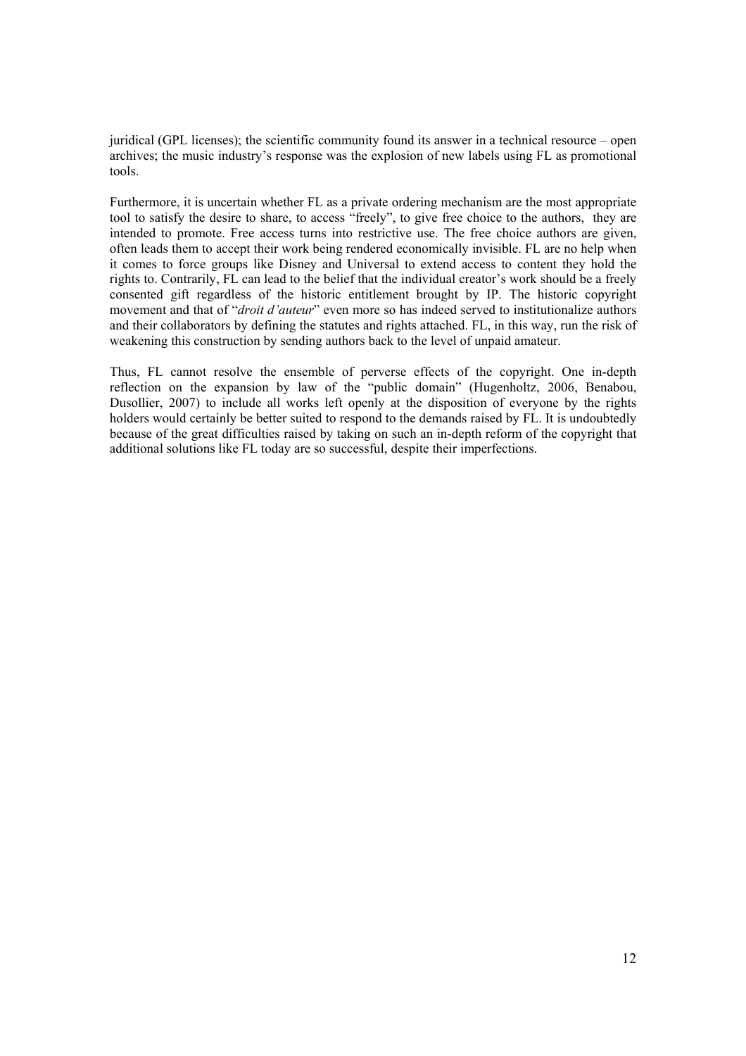juridical (GPL licenses); the scientific community found its answer in a technical resource – open archives; the music industry's response was the explosion of new labels using FL as promotional tools.

Furthermore, it is uncertain whether FL as a private ordering mechanism are the most appropriate tool to satisfy the desire to share, to access "freely", to give free choice to the authors, they are intended to promote. Free access turns into restrictive use. The free choice authors are given, often leads them to accept their work being rendered economically invisible. FL are no help when it comes to force groups like Disney and Universal to extend access to content they hold the rights to. Contrarily, FL can lead to the belief that the individual creator's work should be a freely consented gift regardless of the historic entitlement brought by IP. The historic copyright movement and that of "*droit d'auteur*" even more so has indeed served to institutionalize authors and their collaborators by defining the statutes and rights attached. FL, in this way, run the risk of weakening this construction by sending authors back to the level of unpaid amateur.

Thus, FL cannot resolve the ensemble of perverse effects of the copyright. One in-depth reflection on the expansion by law of the "public domain" (Hugenholtz, 2006, Benabou, Dusollier, 2007) to include all works left openly at the disposition of everyone by the rights holders would certainly be better suited to respond to the demands raised by FL. It is undoubtedly because of the great difficulties raised by taking on such an in-depth reform of the copyright that additional solutions like FL today are so successful, despite their imperfections.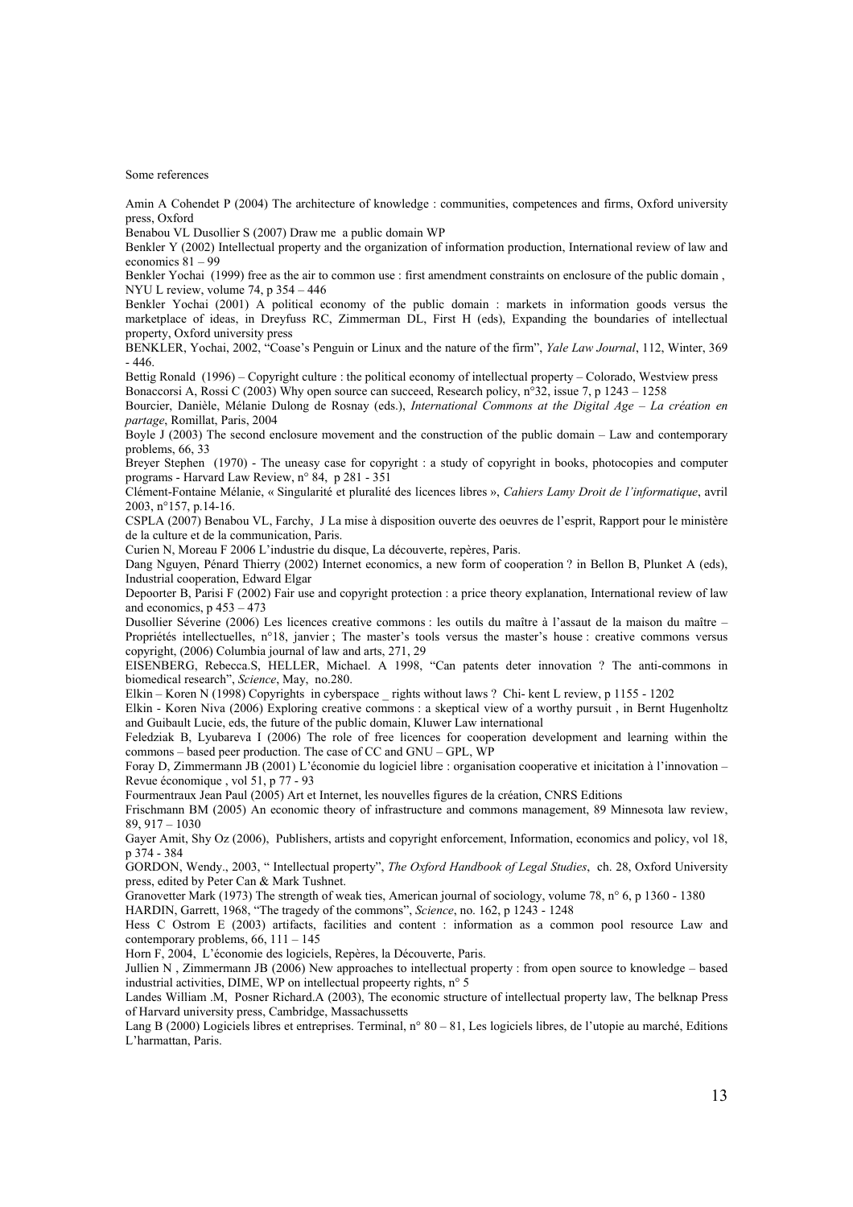Some references

Amin A Cohendet P (2004) The architecture of knowledge : communities, competences and firms, Oxford university press, Oxford

Benabou VL Dusollier S (2007) Draw me a public domain WP

Benkler Y (2002) Intellectual property and the organization of information production, International review of law and economics 81 – 99

Benkler Yochai (1999) free as the air to common use : first amendment constraints on enclosure of the public domain , NYU L review, volume 74, p 354 – 446

Benkler Yochai (2001) A political economy of the public domain : markets in information goods versus the marketplace of ideas, in Dreyfuss RC, Zimmerman DL, First H (eds), Expanding the boundaries of intellectual property, Oxford university press

BENKLER, Yochai, 2002, "Coase's Penguin or Linux and the nature of the firm", *Yale Law Journal*, 112, Winter, 369 - 446.

Bettig Ronald (1996) – Copyright culture : the political economy of intellectual property – Colorado, Westview press

Bonaccorsi A, Rossi C (2003) Why open source can succeed, Research policy, n°32, issue 7, p 1243 – 1258

Bourcier, Danièle, Mélanie Dulong de Rosnay (eds.), *International Commons at the Digital Age – La création en partage*, Romillat, Paris, 2004

Boyle J (2003) The second enclosure movement and the construction of the public domain – Law and contemporary problems, 66, 33

Breyer Stephen (1970) - The uneasy case for copyright : a study of copyright in books, photocopies and computer programs - Harvard Law Review, n° 84, p 281 - 351

Clément-Fontaine Mélanie, « Singularité et pluralité des licences libres », *Cahiers Lamy Droit de l'informatique*, avril 2003, n°157, p.14-16.

CSPLA (2007) Benabou VL, Farchy, J La mise à disposition ouverte des oeuvres de l'esprit, Rapport pour le ministère de la culture et de la communication, Paris.

Curien N, Moreau F 2006 L'industrie du disque, La découverte, repères, Paris.

Dang Nguyen, Pénard Thierry (2002) Internet economics, a new form of cooperation ? in Bellon B, Plunket A (eds), Industrial cooperation, Edward Elgar

Depoorter B, Parisi F (2002) Fair use and copyright protection : a price theory explanation, International review of law and economics, p 453 – 473

Dusollier Séverine (2006) Les licences creative commons : les outils du maître à l'assaut de la maison du maître – Propriétés intellectuelles, n°18, janvier ; The master's tools versus the master's house : creative commons versus copyright, (2006) Columbia journal of law and arts, 271, 29

EISENBERG, Rebecca.S, HELLER, Michael. A 1998, "Can patents deter innovation ? The anti-commons in biomedical research", *Science*, May, no.280.

Elkin – Koren N (1998) Copyrights in cyberspace _ rights without laws ? Chi- kent L review, p 1155 - 1202

Elkin - Koren Niva (2006) Exploring creative commons : a skeptical view of a worthy pursuit , in Bernt Hugenholtz and Guibault Lucie, eds, the future of the public domain, Kluwer Law international

Feledziak B, Lyubareva I (2006) The role of free licences for cooperation development and learning within the commons – based peer production. The case of CC and GNU – GPL, WP

Foray D, Zimmermann JB (2001) L'économie du logiciel libre : organisation cooperative et inicitation à l'innovation – Revue économique , vol 51, p 77 - 93

Fourmentraux Jean Paul (2005) Art et Internet, les nouvelles figures de la création, CNRS Editions

Frischmann BM (2005) An economic theory of infrastructure and commons management, 89 Minnesota law review, 89, 917 – 1030

Gayer Amit, Shy Oz (2006), Publishers, artists and copyright enforcement, Information, economics and policy, vol 18, p 374 - 384

GORDON, Wendy., 2003, " Intellectual property", *The Oxford Handbook of Legal Studies*, ch. 28, Oxford University press, edited by Peter Can & Mark Tushnet.

Granovetter Mark (1973) The strength of weak ties, American journal of sociology, volume 78, n° 6, p 1360 - 1380

HARDIN, Garrett, 1968, "The tragedy of the commons", *Science*, no. 162, p 1243 - 1248

Hess C Ostrom E (2003) artifacts, facilities and content : information as a common pool resource Law and contemporary problems, 66, 111 – 145

Horn F, 2004, L'économie des logiciels, Repères, la Découverte, Paris.

Jullien N , Zimmermann JB (2006) New approaches to intellectual property : from open source to knowledge – based industrial activities, DIME, WP on intellectual propeerty rights, n° 5

Landes William .M, Posner Richard.A (2003), The economic structure of intellectual property law, The belknap Press of Harvard university press, Cambridge, Massachussetts

Lang B (2000) Logiciels libres et entreprises. Terminal, n° 80 – 81, Les logiciels libres, de l'utopie au marché, Editions L'harmattan, Paris.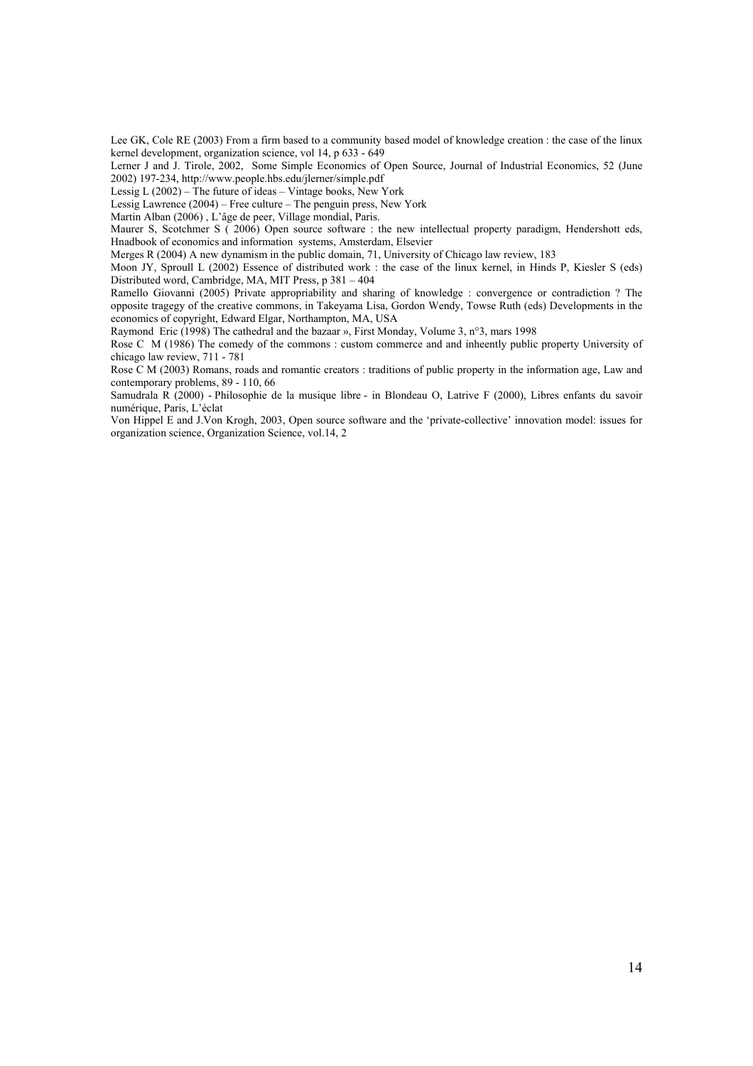Lee GK, Cole RE (2003) From a firm based to a community based model of knowledge creation : the case of the linux kernel development, organization science, vol 14, p 633 - 649

Lerner J and J. Tirole, 2002, Some Simple Economics of Open Source, Journal of Industrial Economics, 52 (June 2002) 197-234, http://www.people.hbs.edu/jlerner/simple.pdf

Lessig L (2002) – The future of ideas – Vintage books, New York

Lessig Lawrence (2004) – Free culture – The penguin press, New York

Martin Alban (2006) , L'âge de peer, Village mondial, Paris.

Maurer S, Scotchmer S ( 2006) Open source software : the new intellectual property paradigm, Hendershott eds, Hnadbook of economics and information systems, Amsterdam, Elsevier

Merges R (2004) A new dynamism in the public domain, 71, University of Chicago law review, 183

Moon JY, Sproull L (2002) Essence of distributed work : the case of the linux kernel, in Hinds P, Kiesler S (eds) Distributed word, Cambridge, MA, MIT Press, p 381 – 404

Ramello Giovanni (2005) Private appropriability and sharing of knowledge : convergence or contradiction ? The opposite tragegy of the creative commons, in Takeyama Lisa, Gordon Wendy, Towse Ruth (eds) Developments in the economics of copyright, Edward Elgar, Northampton, MA, USA

Raymond Eric (1998) The cathedral and the bazaar », First Monday, Volume 3, n°3, mars 1998

Rose C M (1986) The comedy of the commons : custom commerce and and inheently public property University of chicago law review, 711 - 781

Rose C M (2003) Romans, roads and romantic creators : traditions of public property in the information age, Law and contemporary problems, 89 - 110, 66

Samudrala R (2000) - Philosophie de la musique libre - in Blondeau O, Latrive F (2000), Libres enfants du savoir numérique, Paris, L'éclat

Von Hippel E and J.Von Krogh, 2003, Open source software and the 'private-collective' innovation model: issues for organization science, Organization Science, vol.14, 2